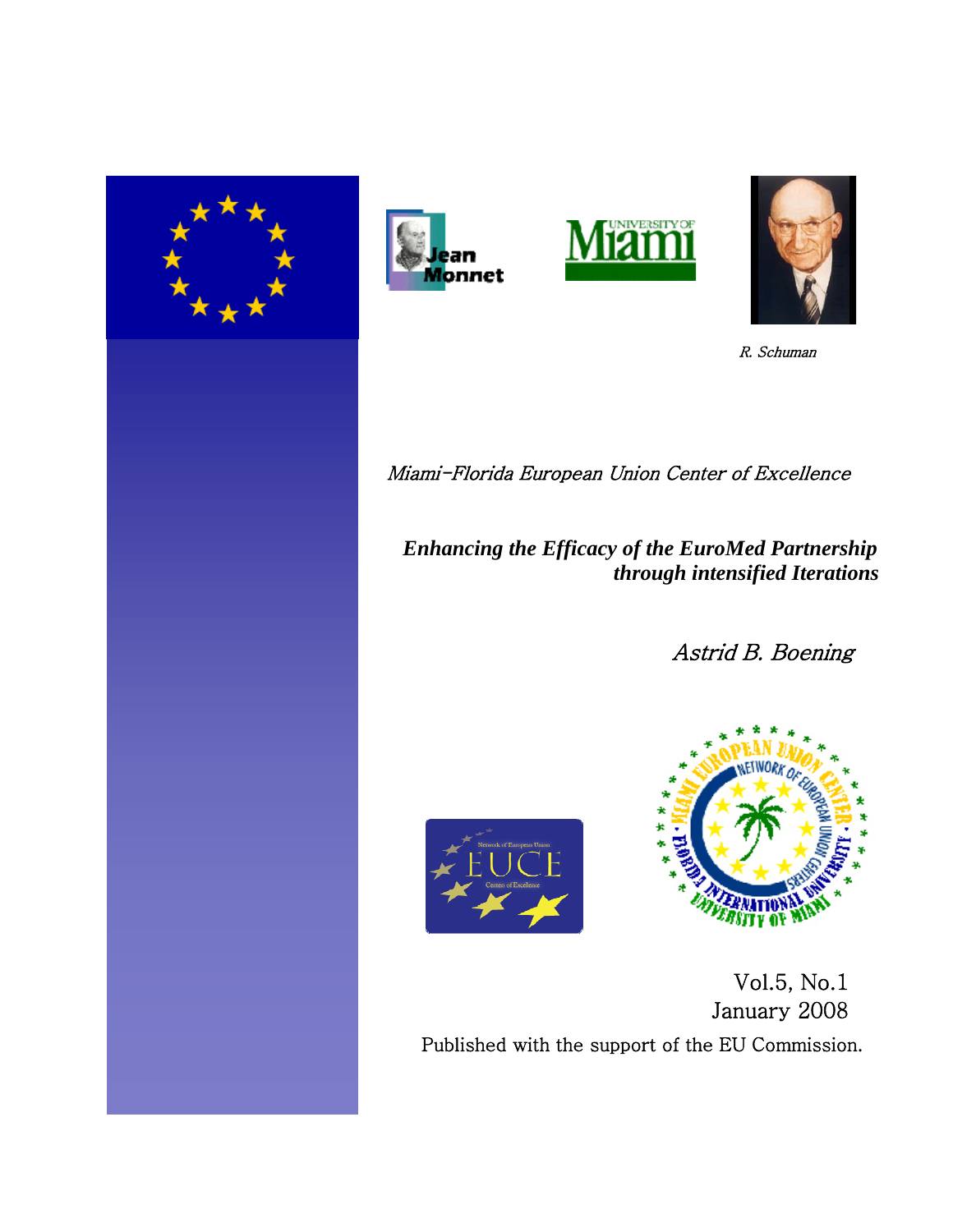R. Schuman

*Miami-Florida European Union Center of Excellence*

# *Enhancing the Efficacy of the EuroMed Partnership through intensified Iterations*

*Astrid B. Boening*

Vol.5, No.1
January 2008

Published with the support of the EU Commission.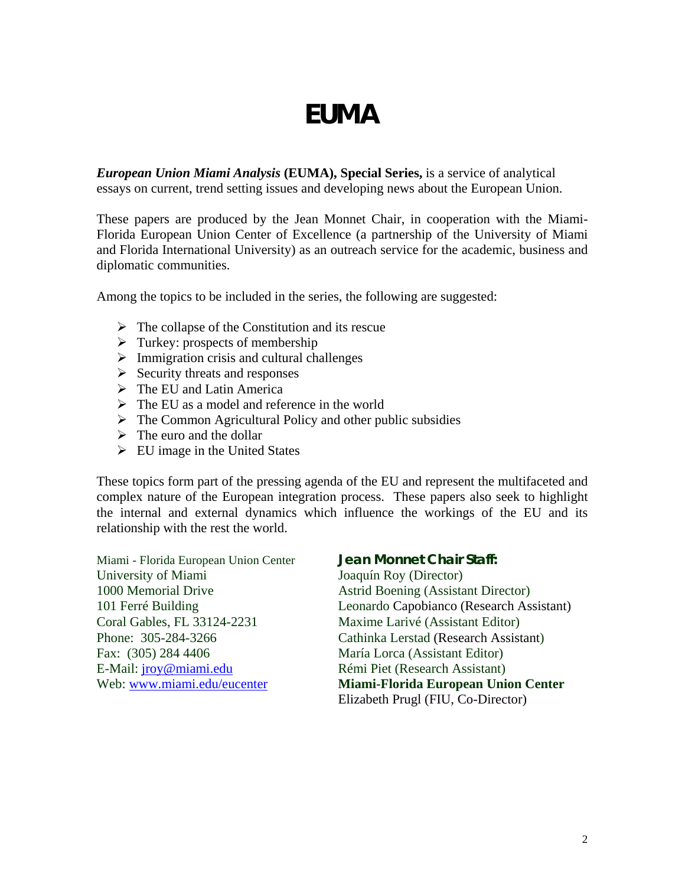# EUMA

***European Union Miami Analysis* (EUMA), Special Series,** is a service of analytical essays on current, trend setting issues and developing news about the European Union.

These papers are produced by the Jean Monnet Chair, in cooperation with the Miami-Florida European Union Center of Excellence (a partnership of the University of Miami and Florida International University) as an outreach service for the academic, business and diplomatic communities.

Among the topics to be included in the series, the following are suggested:

- The collapse of the Constitution and its rescue
- Turkey: prospects of membership
- Immigration crisis and cultural challenges
- Security threats and responses
- The EU and Latin America
- The EU as a model and reference in the world
- The Common Agricultural Policy and other public subsidies
- The euro and the dollar
- EU image in the United States

These topics form part of the pressing agenda of the EU and represent the multifaceted and complex nature of the European integration process. These papers also seek to highlight the internal and external dynamics which influence the workings of the EU and its relationship with the rest the world.

Miami - Florida European Union Center
University of Miami
1000 Memorial Drive
101 Ferré Building
Coral Gables, FL 33124-2231
Phone: 305-284-3266
Fax: (305) 284 4406
E-Mail: jroy@miami.edu
Web: www.miami.edu/eucenter

**Jean Monnet Chair Staff:**
Joaquín Roy (Director)
Astrid Boening (Assistant Director)
Leonardo Capobianco (Research Assistant)
Maxime Larivé (Assistant Editor)
Cathinka Lerstad (Research Assistant)
María Lorca (Assistant Editor)
Rémi Piet (Research Assistant)
**Miami-Florida European Union Center**
Elizabeth Prugl (FIU, Co-Director)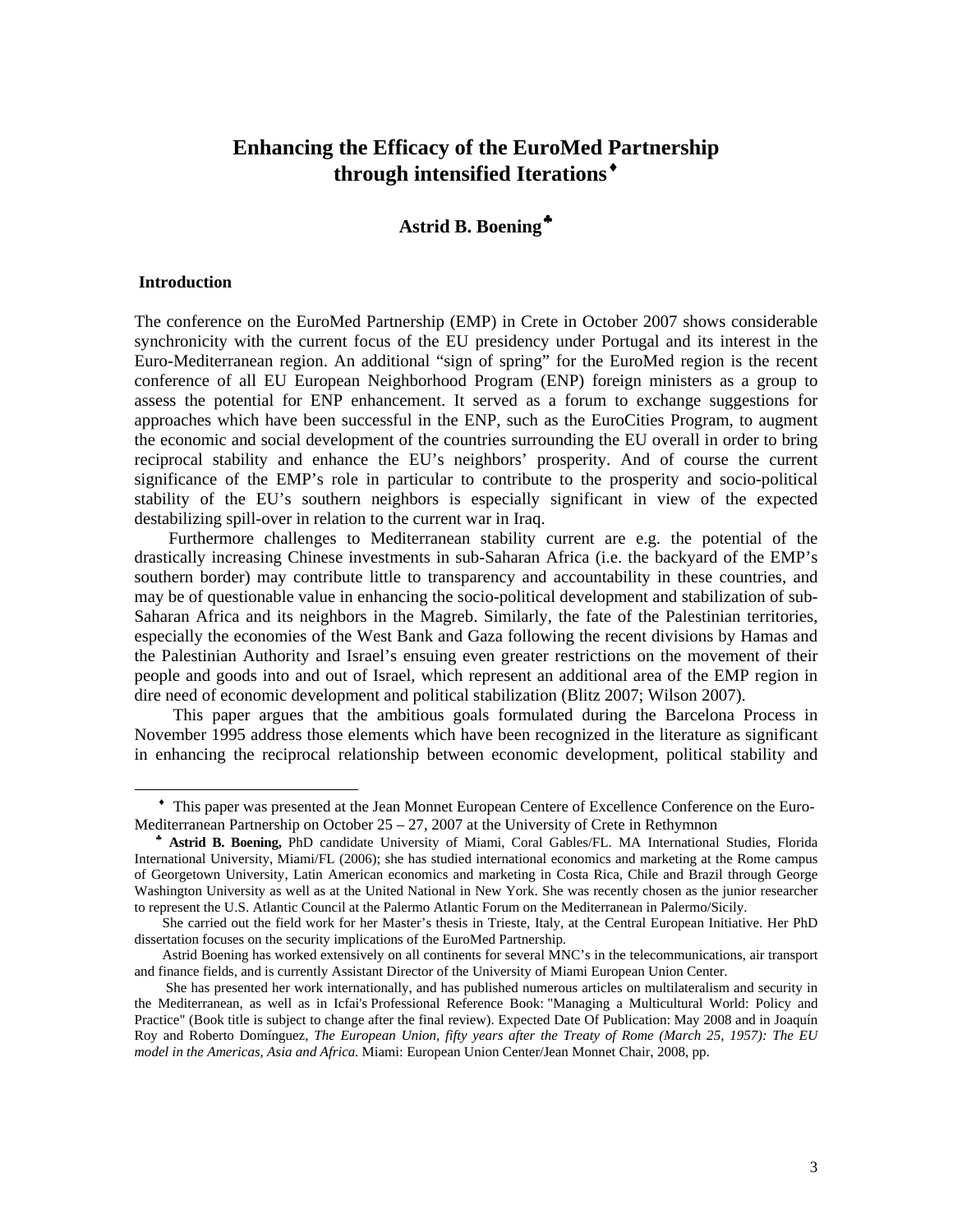# Enhancing the Efficacy of the EuroMed Partnership through intensified Iterations[♦]

## Astrid B. Boening[♣]

### Introduction

The conference on the EuroMed Partnership (EMP) in Crete in October 2007 shows considerable synchronicity with the current focus of the EU presidency under Portugal and its interest in the Euro-Mediterranean region. An additional "sign of spring" for the EuroMed region is the recent conference of all EU European Neighborhood Program (ENP) foreign ministers as a group to assess the potential for ENP enhancement. It served as a forum to exchange suggestions for approaches which have been successful in the ENP, such as the EuroCities Program, to augment the economic and social development of the countries surrounding the EU overall in order to bring reciprocal stability and enhance the EU's neighbors' prosperity. And of course the current significance of the EMP's role in particular to contribute to the prosperity and socio-political stability of the EU's southern neighbors is especially significant in view of the expected destabilizing spill-over in relation to the current war in Iraq.

Furthermore challenges to Mediterranean stability current are e.g. the potential of the drastically increasing Chinese investments in sub-Saharan Africa (i.e. the backyard of the EMP's southern border) may contribute little to transparency and accountability in these countries, and may be of questionable value in enhancing the socio-political development and stabilization of sub-Saharan Africa and its neighbors in the Magreb. Similarly, the fate of the Palestinian territories, especially the economies of the West Bank and Gaza following the recent divisions by Hamas and the Palestinian Authority and Israel's ensuing even greater restrictions on the movement of their people and goods into and out of Israel, which represent an additional area of the EMP region in dire need of economic development and political stabilization (Blitz 2007; Wilson 2007).

This paper argues that the ambitious goals formulated during the Barcelona Process in November 1995 address those elements which have been recognized in the literature as significant in enhancing the reciprocal relationship between economic development, political stability and

---

[♦] This paper was presented at the Jean Monnet European Centere of Excellence Conference on the Euro-Mediterranean Partnership on October 25 – 27, 2007 at the University of Crete in Rethymnon

[♣] **Astrid B. Boening,** PhD candidate University of Miami, Coral Gables/FL. MA International Studies, Florida International University, Miami/FL (2006); she has studied international economics and marketing at the Rome campus of Georgetown University, Latin American economics and marketing in Costa Rica, Chile and Brazil through George Washington University as well as at the United National in New York. She was recently chosen as the junior researcher to represent the U.S. Atlantic Council at the Palermo Atlantic Forum on the Mediterranean in Palermo/Sicily.

She carried out the field work for her Master's thesis in Trieste, Italy, at the Central European Initiative. Her PhD dissertation focuses on the security implications of the EuroMed Partnership.

Astrid Boening has worked extensively on all continents for several MNC's in the telecommunications, air transport and finance fields, and is currently Assistant Director of the University of Miami European Union Center.

She has presented her work internationally, and has published numerous articles on multilateralism and security in the Mediterranean, as well as in Icfai's Professional Reference Book: "Managing a Multicultural World: Policy and Practice" (Book title is subject to change after the final review). Expected Date Of Publication: May 2008 and in Joaquín Roy and Roberto Domínguez, *The European Union, fifty years after the Treaty of Rome (March 25, 1957): The EU model in the Americas, Asia and Africa.* Miami: European Union Center/Jean Monnet Chair, 2008, pp.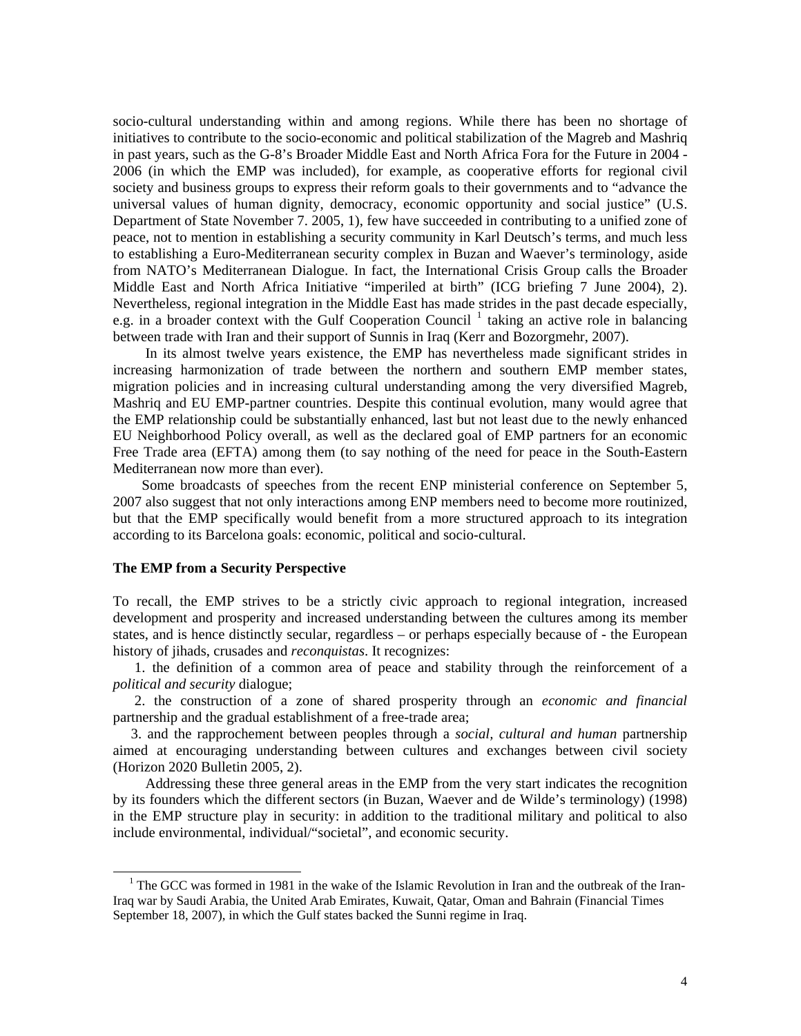socio-cultural understanding within and among regions. While there has been no shortage of initiatives to contribute to the socio-economic and political stabilization of the Magreb and Mashriq in past years, such as the G-8's Broader Middle East and North Africa Fora for the Future in 2004 - 2006 (in which the EMP was included), for example, as cooperative efforts for regional civil society and business groups to express their reform goals to their governments and to "advance the universal values of human dignity, democracy, economic opportunity and social justice" (U.S. Department of State November 7. 2005, 1), few have succeeded in contributing to a unified zone of peace, not to mention in establishing a security community in Karl Deutsch's terms, and much less to establishing a Euro-Mediterranean security complex in Buzan and Waever's terminology, aside from NATO's Mediterranean Dialogue. In fact, the International Crisis Group calls the Broader Middle East and North Africa Initiative "imperiled at birth" (ICG briefing 7 June 2004), 2). Nevertheless, regional integration in the Middle East has made strides in the past decade especially, e.g. in a broader context with the Gulf Cooperation Council [1] taking an active role in balancing between trade with Iran and their support of Sunnis in Iraq (Kerr and Bozorgmehr, 2007).

In its almost twelve years existence, the EMP has nevertheless made significant strides in increasing harmonization of trade between the northern and southern EMP member states, migration policies and in increasing cultural understanding among the very diversified Magreb, Mashriq and EU EMP-partner countries. Despite this continual evolution, many would agree that the EMP relationship could be substantially enhanced, last but not least due to the newly enhanced EU Neighborhood Policy overall, as well as the declared goal of EMP partners for an economic Free Trade area (EFTA) among them (to say nothing of the need for peace in the South-Eastern Mediterranean now more than ever).

Some broadcasts of speeches from the recent ENP ministerial conference on September 5, 2007 also suggest that not only interactions among ENP members need to become more routinized, but that the EMP specifically would benefit from a more structured approach to its integration according to its Barcelona goals: economic, political and socio-cultural.

**The EMP from a Security Perspective**

To recall, the EMP strives to be a strictly civic approach to regional integration, increased development and prosperity and increased understanding between the cultures among its member states, and is hence distinctly secular, regardless – or perhaps especially because of - the European history of jihads, crusades and *reconquistas*. It recognizes:

1. the definition of a common area of peace and stability through the reinforcement of a *political and security* dialogue;
2. the construction of a zone of shared prosperity through an *economic and financial* partnership and the gradual establishment of a free-trade area;
3. and the rapprochement between peoples through a *social, cultural and human* partnership aimed at encouraging understanding between cultures and exchanges between civil society (Horizon 2020 Bulletin 2005, 2).

Addressing these three general areas in the EMP from the very start indicates the recognition by its founders which the different sectors (in Buzan, Waever and de Wilde's terminology) (1998) in the EMP structure play in security: in addition to the traditional military and political to also include environmental, individual/"societal", and economic security.

[1] The GCC was formed in 1981 in the wake of the Islamic Revolution in Iran and the outbreak of the Iran-Iraq war by Saudi Arabia, the United Arab Emirates, Kuwait, Qatar, Oman and Bahrain (Financial Times September 18, 2007), in which the Gulf states backed the Sunni regime in Iraq.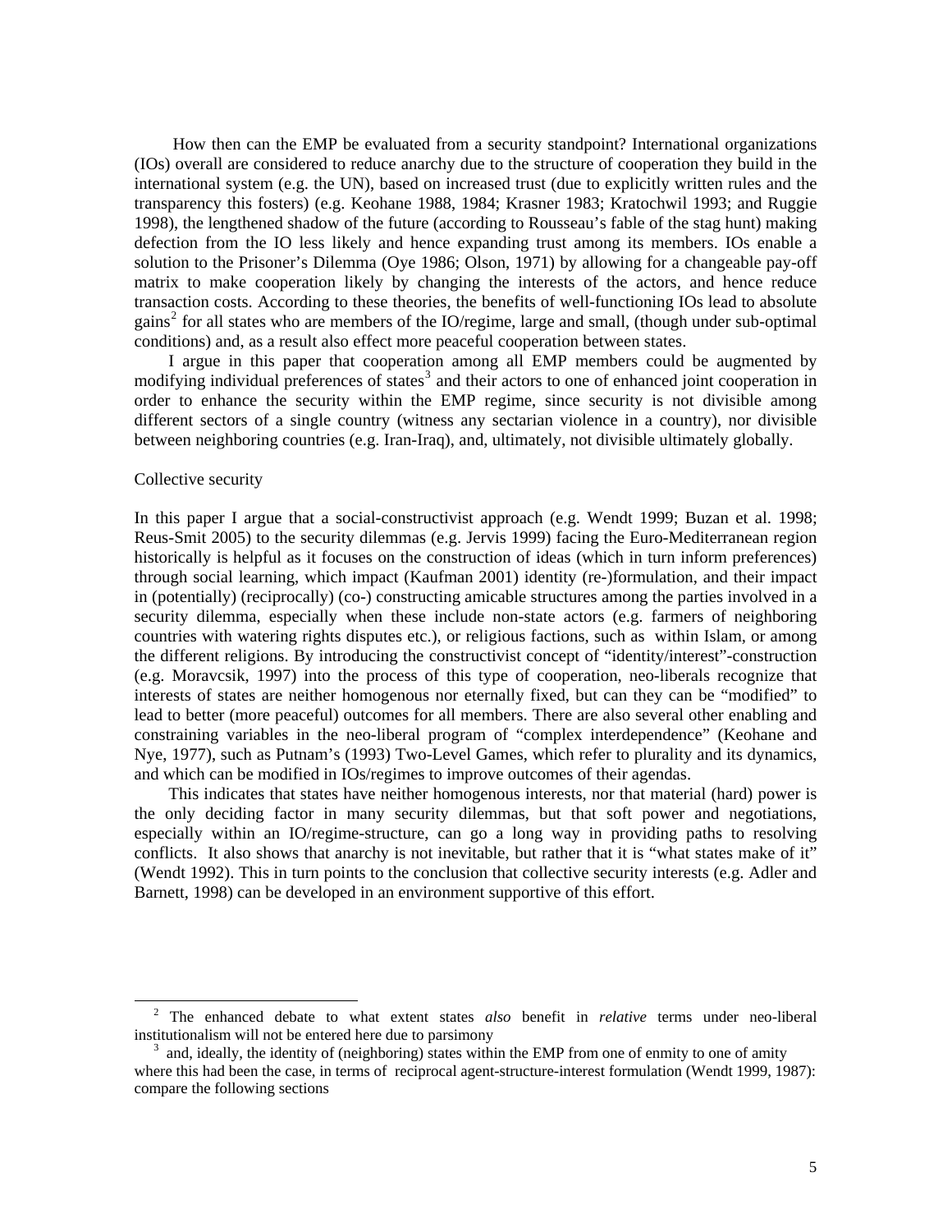How then can the EMP be evaluated from a security standpoint? International organizations (IOs) overall are considered to reduce anarchy due to the structure of cooperation they build in the international system (e.g. the UN), based on increased trust (due to explicitly written rules and the transparency this fosters) (e.g. Keohane 1988, 1984; Krasner 1983; Kratochwil 1993; and Ruggie 1998), the lengthened shadow of the future (according to Rousseau's fable of the stag hunt) making defection from the IO less likely and hence expanding trust among its members. IOs enable a solution to the Prisoner's Dilemma (Oye 1986; Olson, 1971) by allowing for a changeable pay-off matrix to make cooperation likely by changing the interests of the actors, and hence reduce transaction costs. According to these theories, the benefits of well-functioning IOs lead to absolute gains[2] for all states who are members of the IO/regime, large and small, (though under sub-optimal conditions) and, as a result also effect more peaceful cooperation between states.

I argue in this paper that cooperation among all EMP members could be augmented by modifying individual preferences of states[3] and their actors to one of enhanced joint cooperation in order to enhance the security within the EMP regime, since security is not divisible among different sectors of a single country (witness any sectarian violence in a country), nor divisible between neighboring countries (e.g. Iran-Iraq), and, ultimately, not divisible ultimately globally.

## Collective security

In this paper I argue that a social-constructivist approach (e.g. Wendt 1999; Buzan et al. 1998; Reus-Smit 2005) to the security dilemmas (e.g. Jervis 1999) facing the Euro-Mediterranean region historically is helpful as it focuses on the construction of ideas (which in turn inform preferences) through social learning, which impact (Kaufman 2001) identity (re-)formulation, and their impact in (potentially) (reciprocally) (co-) constructing amicable structures among the parties involved in a security dilemma, especially when these include non-state actors (e.g. farmers of neighboring countries with watering rights disputes etc.), or religious factions, such as within Islam, or among the different religions. By introducing the constructivist concept of "identity/interest"-construction (e.g. Moravcsik, 1997) into the process of this type of cooperation, neo-liberals recognize that interests of states are neither homogenous nor eternally fixed, but can they can be "modified" to lead to better (more peaceful) outcomes for all members. There are also several other enabling and constraining variables in the neo-liberal program of "complex interdependence" (Keohane and Nye, 1977), such as Putnam's (1993) Two-Level Games, which refer to plurality and its dynamics, and which can be modified in IOs/regimes to improve outcomes of their agendas.

This indicates that states have neither homogenous interests, nor that material (hard) power is the only deciding factor in many security dilemmas, but that soft power and negotiations, especially within an IO/regime-structure, can go a long way in providing paths to resolving conflicts. It also shows that anarchy is not inevitable, but rather that it is "what states make of it" (Wendt 1992). This in turn points to the conclusion that collective security interests (e.g. Adler and Barnett, 1998) can be developed in an environment supportive of this effort.

---

[2] The enhanced debate to what extent states *also* benefit in *relative* terms under neo-liberal institutionalism will not be entered here due to parsimony

[3] and, ideally, the identity of (neighboring) states within the EMP from one of enmity to one of amity where this had been the case, in terms of reciprocal agent-structure-interest formulation (Wendt 1999, 1987): compare the following sections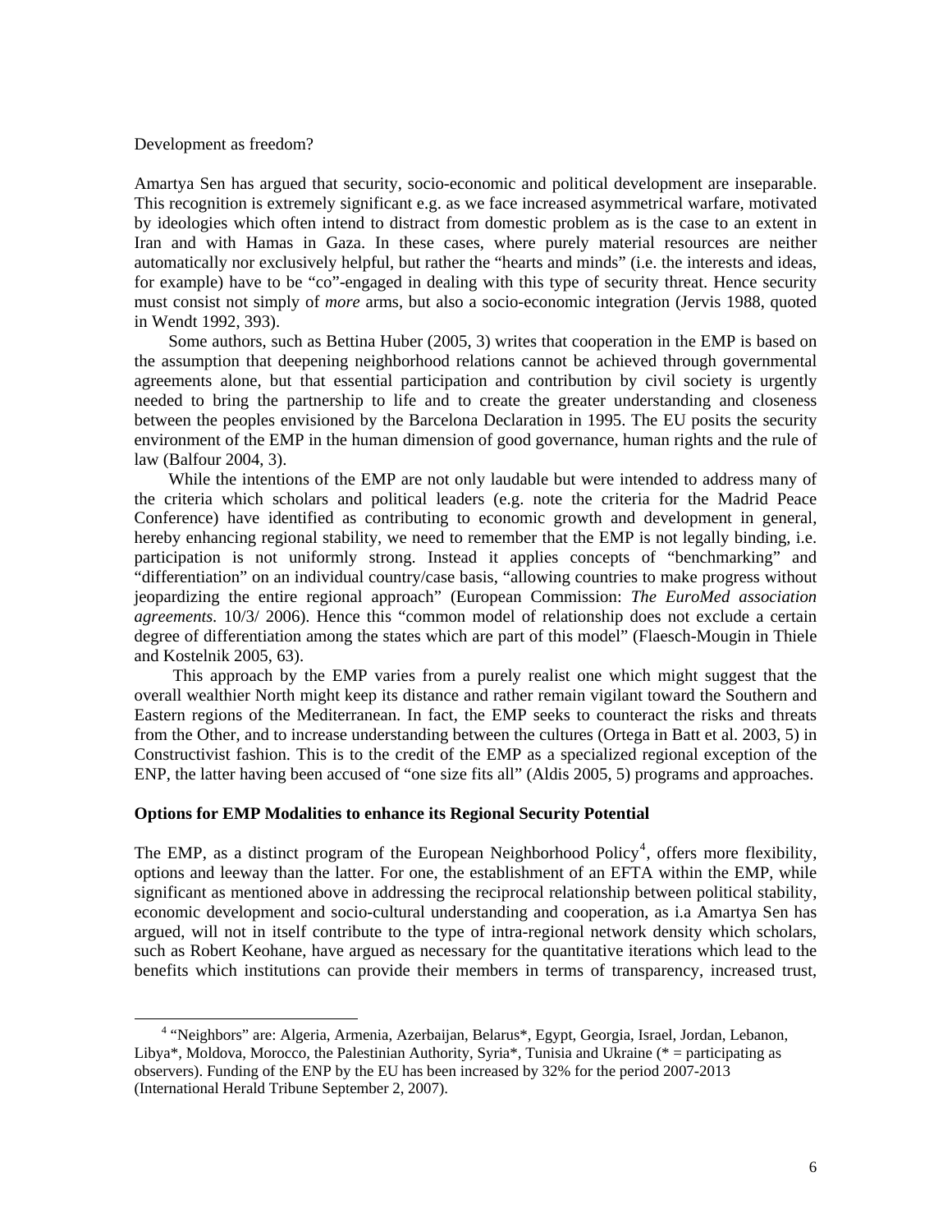Development as freedom?

Amartya Sen has argued that security, socio-economic and political development are inseparable. This recognition is extremely significant e.g. as we face increased asymmetrical warfare, motivated by ideologies which often intend to distract from domestic problem as is the case to an extent in Iran and with Hamas in Gaza. In these cases, where purely material resources are neither automatically nor exclusively helpful, but rather the "hearts and minds" (i.e. the interests and ideas, for example) have to be "co"-engaged in dealing with this type of security threat. Hence security must consist not simply of *more* arms, but also a socio-economic integration (Jervis 1988, quoted in Wendt 1992, 393).

Some authors, such as Bettina Huber (2005, 3) writes that cooperation in the EMP is based on the assumption that deepening neighborhood relations cannot be achieved through governmental agreements alone, but that essential participation and contribution by civil society is urgently needed to bring the partnership to life and to create the greater understanding and closeness between the peoples envisioned by the Barcelona Declaration in 1995. The EU posits the security environment of the EMP in the human dimension of good governance, human rights and the rule of law (Balfour 2004, 3).

While the intentions of the EMP are not only laudable but were intended to address many of the criteria which scholars and political leaders (e.g. note the criteria for the Madrid Peace Conference) have identified as contributing to economic growth and development in general, hereby enhancing regional stability, we need to remember that the EMP is not legally binding, i.e. participation is not uniformly strong. Instead it applies concepts of "benchmarking" and "differentiation" on an individual country/case basis, "allowing countries to make progress without jeopardizing the entire regional approach" (European Commission: *The EuroMed association agreements*. 10/3/ 2006). Hence this "common model of relationship does not exclude a certain degree of differentiation among the states which are part of this model" (Flaesch-Mougin in Thiele and Kostelnik 2005, 63).

This approach by the EMP varies from a purely realist one which might suggest that the overall wealthier North might keep its distance and rather remain vigilant toward the Southern and Eastern regions of the Mediterranean. In fact, the EMP seeks to counteract the risks and threats from the Other, and to increase understanding between the cultures (Ortega in Batt et al. 2003, 5) in Constructivist fashion. This is to the credit of the EMP as a specialized regional exception of the ENP, the latter having been accused of "one size fits all" (Aldis 2005, 5) programs and approaches.

**Options for EMP Modalities to enhance its Regional Security Potential**

The EMP, as a distinct program of the European Neighborhood Policy[4], offers more flexibility, options and leeway than the latter. For one, the establishment of an EFTA within the EMP, while significant as mentioned above in addressing the reciprocal relationship between political stability, economic development and socio-cultural understanding and cooperation, as i.a Amartya Sen has argued, will not in itself contribute to the type of intra-regional network density which scholars, such as Robert Keohane, have argued as necessary for the quantitative iterations which lead to the benefits which institutions can provide their members in terms of transparency, increased trust,

[4] "Neighbors" are: Algeria, Armenia, Azerbaijan, Belarus*, Egypt, Georgia, Israel, Jordan, Lebanon, Libya*, Moldova, Morocco, the Palestinian Authority, Syria*, Tunisia and Ukraine (* = participating as observers). Funding of the ENP by the EU has been increased by 32% for the period 2007-2013 (International Herald Tribune September 2, 2007).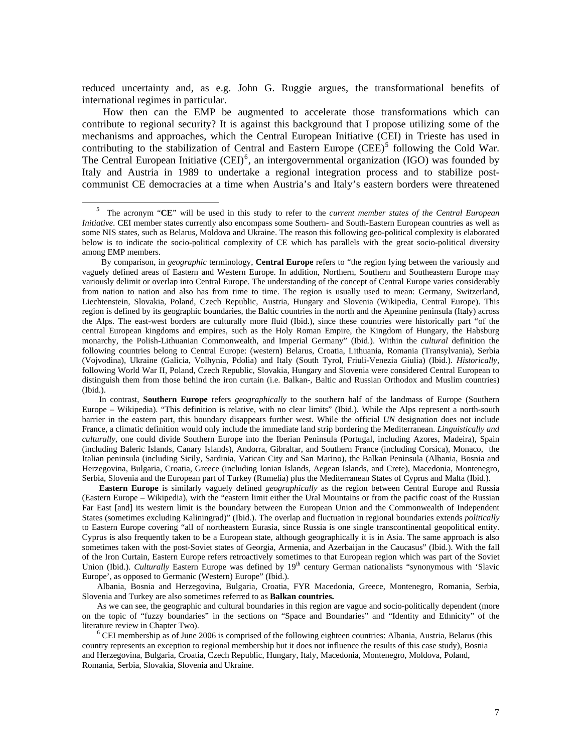reduced uncertainty and, as e.g. John G. Ruggie argues, the transformational benefits of international regimes in particular.

How then can the EMP be augmented to accelerate those transformations which can contribute to regional security? It is against this background that I propose utilizing some of the mechanisms and approaches, which the Central European Initiative (CEI) in Trieste has used in contributing to the stabilization of Central and Eastern Europe (CEE)[5] following the Cold War. The Central European Initiative (CEI)[6], an intergovernmental organization (IGO) was founded by Italy and Austria in 1989 to undertake a regional integration process and to stabilize post-communist CE democracies at a time when Austria's and Italy's eastern borders were threatened

---

[5] The acronym "**CE**" will be used in this study to refer to the *current member states of the Central European Initiative*. CEI member states currently also encompass some Southern- and South-Eastern European countries as well as some NIS states, such as Belarus, Moldova and Ukraine. The reason this following geo-political complexity is elaborated below is to indicate the socio-political complexity of CE which has parallels with the great socio-political diversity among EMP members.

By comparison, in *geographic* terminology, **Central Europe** refers to "the region lying between the variously and vaguely defined areas of Eastern and Western Europe. In addition, Northern, Southern and Southeastern Europe may variously delimit or overlap into Central Europe. The understanding of the concept of Central Europe varies considerably from nation to nation and also has from time to time. The region is usually used to mean: Germany, Switzerland, Liechtenstein, Slovakia, Poland, Czech Republic, Austria, Hungary and Slovenia (Wikipedia, Central Europe). This region is defined by its geographic boundaries, the Baltic countries in the north and the Apennine peninsula (Italy) across the Alps. The east-west borders are culturally more fluid (Ibid.), since these countries were historically part "of the central European kingdoms and empires, such as the Holy Roman Empire, the Kingdom of Hungary, the Habsburg monarchy, the Polish-Lithuanian Commonwealth, and Imperial Germany" (Ibid.). Within the *cultural* definition the following countries belong to Central Europe: (western) Belarus, Croatia, Lithuania, Romania (Transylvania), Serbia (Vojvodina), Ukraine (Galicia, Volhynia, Pdolia) and Italy (South Tyrol, Friuli-Venezia Giulia) (Ibid.). *Historically*, following World War II, Poland, Czech Republic, Slovakia, Hungary and Slovenia were considered Central European to distinguish them from those behind the iron curtain (i.e. Balkan-, Baltic and Russian Orthodox and Muslim countries) (Ibid.).

In contrast, **Southern Europe** refers *geographically* to the southern half of the landmass of Europe (Southern Europe – Wikipedia). "This definition is relative, with no clear limits" (Ibid.). While the Alps represent a north-south barrier in the eastern part, this boundary disappears further west. While the official *UN* designation does not include France, a climatic definition would only include the immediate land strip bordering the Mediterranean. *Linguistically and culturally*, one could divide Southern Europe into the Iberian Peninsula (Portugal, including Azores, Madeira), Spain (including Baleric Islands, Canary Islands), Andorra, Gibraltar, and Southern France (including Corsica), Monaco, the Italian peninsula (including Sicily, Sardinia, Vatican City and San Marino), the Balkan Peninsula (Albania, Bosnia and Herzegovina, Bulgaria, Croatia, Greece (including Ionian Islands, Aegean Islands, and Crete), Macedonia, Montenegro, Serbia, Slovenia and the European part of Turkey (Rumelia) plus the Mediterranean States of Cyprus and Malta (Ibid.).

**Eastern Europe** is similarly vaguely defined *geographically* as the region between Central Europe and Russia (Eastern Europe – Wikipedia), with the "eastern limit either the Ural Mountains or from the pacific coast of the Russian Far East [and] its western limit is the boundary between the European Union and the Commonwealth of Independent States (sometimes excluding Kaliningrad)" (Ibid.). The overlap and fluctuation in regional boundaries extends *politically* to Eastern Europe covering "all of northeastern Eurasia, since Russia is one single transcontinental geopolitical entity. Cyprus is also frequently taken to be a European state, although geographically it is in Asia. The same approach is also sometimes taken with the post-Soviet states of Georgia, Armenia, and Azerbaijan in the Caucasus" (Ibid.). With the fall of the Iron Curtain, Eastern Europe refers retroactively sometimes to that European region which was part of the Soviet Union (Ibid.). *Culturally* Eastern Europe was defined by 19th century German nationalists "synonymous with 'Slavic Europe', as opposed to Germanic (Western) Europe" (Ibid.).

Albania, Bosnia and Herzegovina, Bulgaria, Croatia, FYR Macedonia, Greece, Montenegro, Romania, Serbia, Slovenia and Turkey are also sometimes referred to as **Balkan countries.**

As we can see, the geographic and cultural boundaries in this region are vague and socio-politically dependent (more on the topic of "fuzzy boundaries" in the sections on "Space and Boundaries" and "Identity and Ethnicity" of the literature review in Chapter Two).

[6] CEI membership as of June 2006 is comprised of the following eighteen countries: Albania, Austria, Belarus (this country represents an exception to regional membership but it does not influence the results of this case study), Bosnia and Herzegovina, Bulgaria, Croatia, Czech Republic, Hungary, Italy, Macedonia, Montenegro, Moldova, Poland, Romania, Serbia, Slovakia, Slovenia and Ukraine.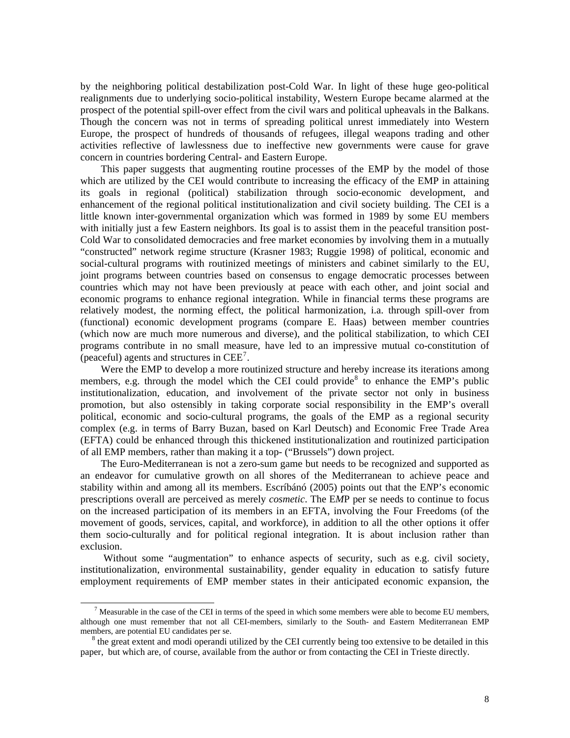by the neighboring political destabilization post-Cold War. In light of these huge geo-political realignments due to underlying socio-political instability, Western Europe became alarmed at the prospect of the potential spill-over effect from the civil wars and political upheavals in the Balkans. Though the concern was not in terms of spreading political unrest immediately into Western Europe, the prospect of hundreds of thousands of refugees, illegal weapons trading and other activities reflective of lawlessness due to ineffective new governments were cause for grave concern in countries bordering Central- and Eastern Europe.

This paper suggests that augmenting routine processes of the EMP by the model of those which are utilized by the CEI would contribute to increasing the efficacy of the EMP in attaining its goals in regional (political) stabilization through socio-economic development, and enhancement of the regional political institutionalization and civil society building. The CEI is a little known inter-governmental organization which was formed in 1989 by some EU members with initially just a few Eastern neighbors. Its goal is to assist them in the peaceful transition post-Cold War to consolidated democracies and free market economies by involving them in a mutually "constructed" network regime structure (Krasner 1983; Ruggie 1998) of political, economic and social-cultural programs with routinized meetings of ministers and cabinet similarly to the EU, joint programs between countries based on consensus to engage democratic processes between countries which may not have been previously at peace with each other, and joint social and economic programs to enhance regional integration. While in financial terms these programs are relatively modest, the norming effect, the political harmonization, i.a. through spill-over from (functional) economic development programs (compare E. Haas) between member countries (which now are much more numerous and diverse), and the political stabilization, to which CEI programs contribute in no small measure, have led to an impressive mutual co-constitution of (peaceful) agents and structures in CEE[7].

Were the EMP to develop a more routinized structure and hereby increase its iterations among members, e.g. through the model which the CEI could provide[8] to enhance the EMP's public institutionalization, education, and involvement of the private sector not only in business promotion, but also ostensibly in taking corporate social responsibility in the EMP's overall political, economic and socio-cultural programs, the goals of the EMP as a regional security complex (e.g. in terms of Barry Buzan, based on Karl Deutsch) and Economic Free Trade Area (EFTA) could be enhanced through this thickened institutionalization and routinized participation of all EMP members, rather than making it a top- ("Brussels") down project.

The Euro-Mediterranean is not a zero-sum game but needs to be recognized and supported as an endeavor for cumulative growth on all shores of the Mediterranean to achieve peace and stability within and among all its members. Escríbánó (2005) points out that the E*N*P's economic prescriptions overall are perceived as merely *cosmetic*. The E*M*P per se needs to continue to focus on the increased participation of its members in an EFTA, involving the Four Freedoms (of the movement of goods, services, capital, and workforce), in addition to all the other options it offer them socio-culturally and for political regional integration. It is about inclusion rather than exclusion.

Without some "augmentation" to enhance aspects of security, such as e.g. civil society, institutionalization, environmental sustainability, gender equality in education to satisfy future employment requirements of EMP member states in their anticipated economic expansion, the

---

[7] Measurable in the case of the CEI in terms of the speed in which some members were able to become EU members, although one must remember that not all CEI-members, similarly to the South- and Eastern Mediterranean EMP members, are potential EU candidates per se.

[8] the great extent and modi operandi utilized by the CEI currently being too extensive to be detailed in this paper, but which are, of course, available from the author or from contacting the CEI in Trieste directly.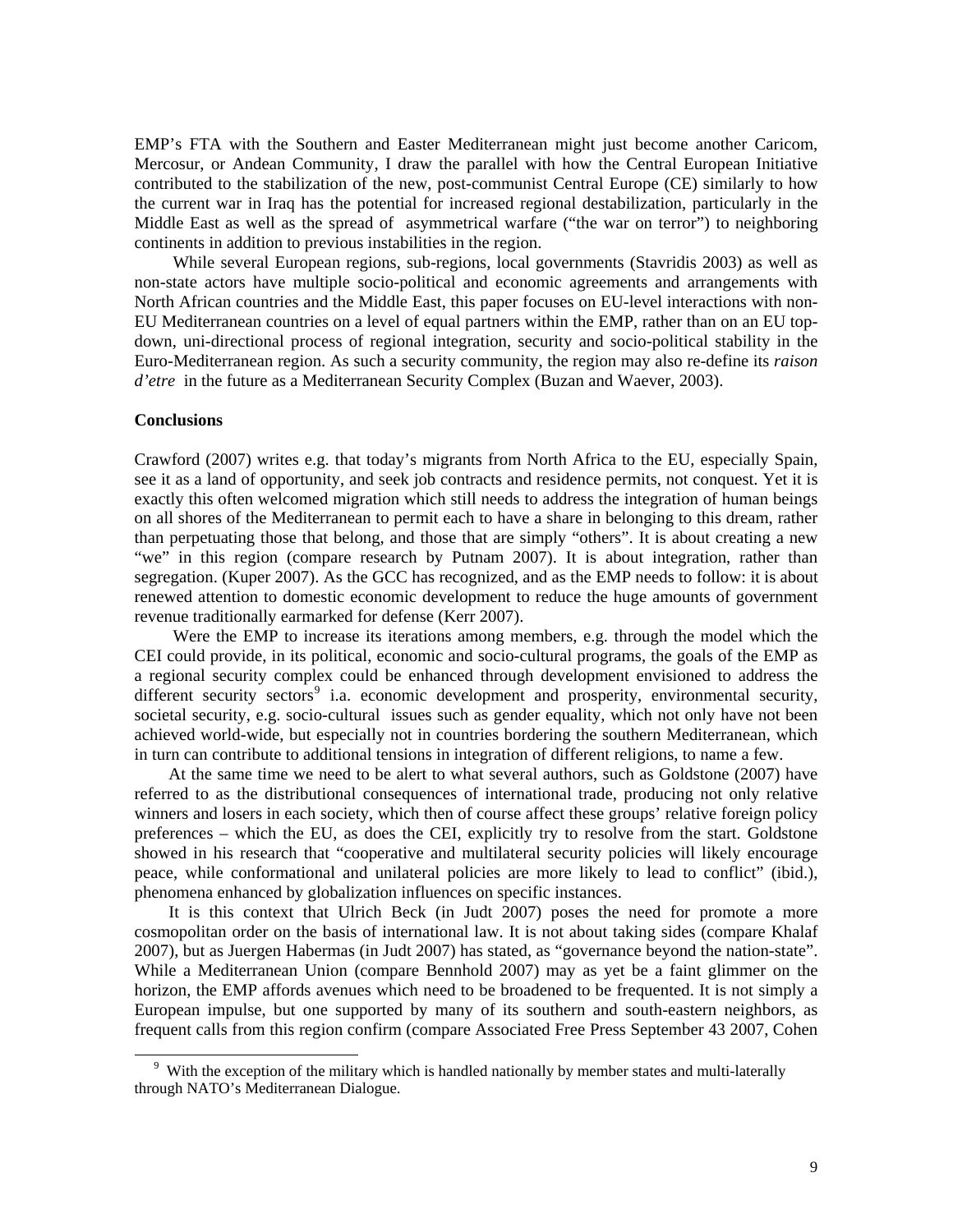EMP's FTA with the Southern and Easter Mediterranean might just become another Caricom, Mercosur, or Andean Community, I draw the parallel with how the Central European Initiative contributed to the stabilization of the new, post-communist Central Europe (CE) similarly to how the current war in Iraq has the potential for increased regional destabilization, particularly in the Middle East as well as the spread of asymmetrical warfare ("the war on terror") to neighboring continents in addition to previous instabilities in the region.

While several European regions, sub-regions, local governments (Stavridis 2003) as well as non-state actors have multiple socio-political and economic agreements and arrangements with North African countries and the Middle East, this paper focuses on EU-level interactions with non-EU Mediterranean countries on a level of equal partners within the EMP, rather than on an EU top-down, uni-directional process of regional integration, security and socio-political stability in the Euro-Mediterranean region. As such a security community, the region may also re-define its *raison d'etre* in the future as a Mediterranean Security Complex (Buzan and Waever, 2003).

**Conclusions**

Crawford (2007) writes e.g. that today's migrants from North Africa to the EU, especially Spain, see it as a land of opportunity, and seek job contracts and residence permits, not conquest. Yet it is exactly this often welcomed migration which still needs to address the integration of human beings on all shores of the Mediterranean to permit each to have a share in belonging to this dream, rather than perpetuating those that belong, and those that are simply "others". It is about creating a new "we" in this region (compare research by Putnam 2007). It is about integration, rather than segregation. (Kuper 2007). As the GCC has recognized, and as the EMP needs to follow: it is about renewed attention to domestic economic development to reduce the huge amounts of government revenue traditionally earmarked for defense (Kerr 2007).

Were the EMP to increase its iterations among members, e.g. through the model which the CEI could provide, in its political, economic and socio-cultural programs, the goals of the EMP as a regional security complex could be enhanced through development envisioned to address the different security sectors[9] i.a. economic development and prosperity, environmental security, societal security, e.g. socio-cultural issues such as gender equality, which not only have not been achieved world-wide, but especially not in countries bordering the southern Mediterranean, which in turn can contribute to additional tensions in integration of different religions, to name a few.

At the same time we need to be alert to what several authors, such as Goldstone (2007) have referred to as the distributional consequences of international trade, producing not only relative winners and losers in each society, which then of course affect these groups' relative foreign policy preferences – which the EU, as does the CEI, explicitly try to resolve from the start. Goldstone showed in his research that "cooperative and multilateral security policies will likely encourage peace, while conformational and unilateral policies are more likely to lead to conflict" (ibid.), phenomena enhanced by globalization influences on specific instances.

It is this context that Ulrich Beck (in Judt 2007) poses the need for promote a more cosmopolitan order on the basis of international law. It is not about taking sides (compare Khalaf 2007), but as Juergen Habermas (in Judt 2007) has stated, as "governance beyond the nation-state". While a Mediterranean Union (compare Bennhold 2007) may as yet be a faint glimmer on the horizon, the EMP affords avenues which need to be broadened to be frequented. It is not simply a European impulse, but one supported by many of its southern and south-eastern neighbors, as frequent calls from this region confirm (compare Associated Free Press September 43 2007, Cohen

[9] With the exception of the military which is handled nationally by member states and multi-laterally through NATO's Mediterranean Dialogue.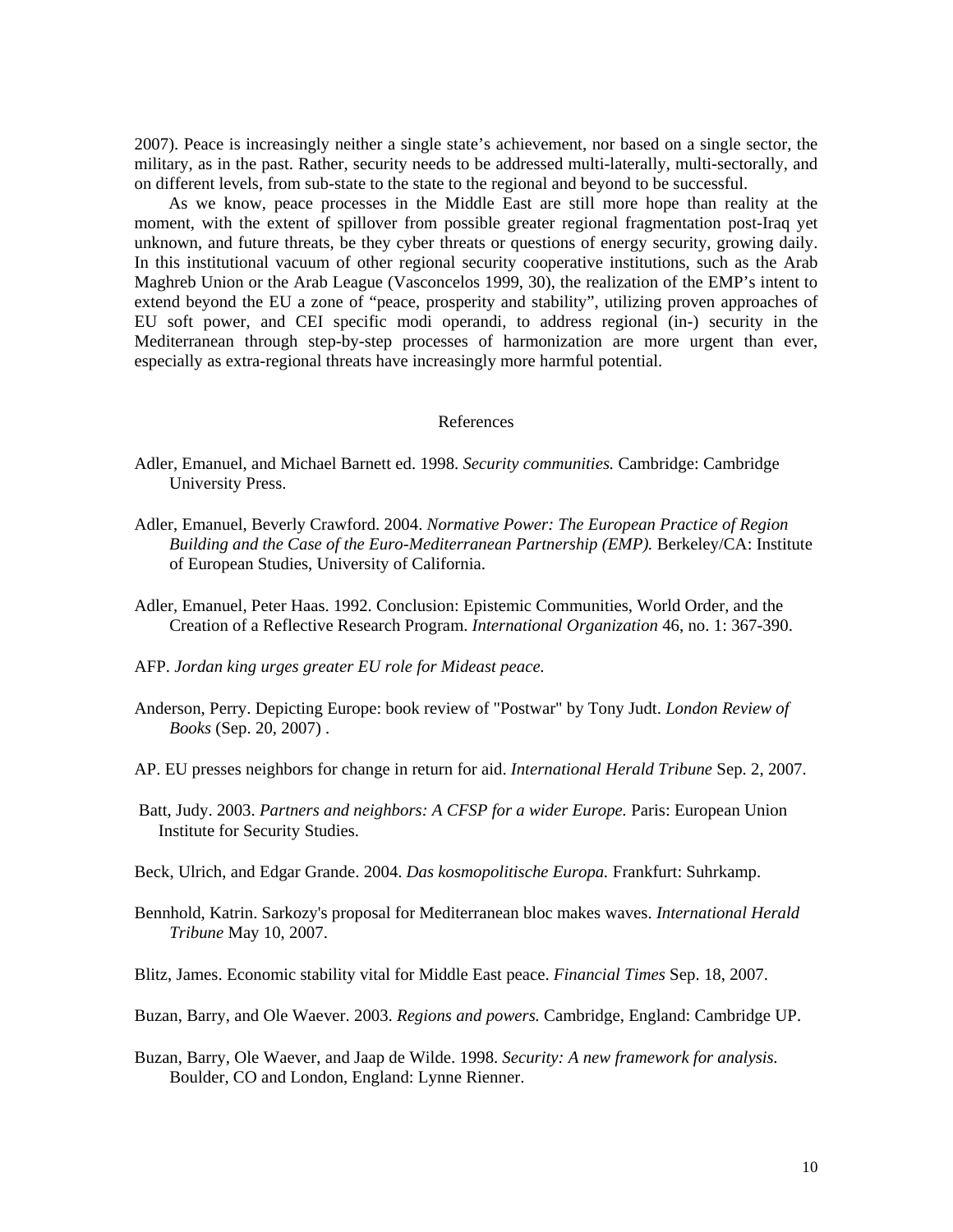2007). Peace is increasingly neither a single state's achievement, nor based on a single sector, the military, as in the past. Rather, security needs to be addressed multi-laterally, multi-sectorally, and on different levels, from sub-state to the state to the regional and beyond to be successful.

As we know, peace processes in the Middle East are still more hope than reality at the moment, with the extent of spillover from possible greater regional fragmentation post-Iraq yet unknown, and future threats, be they cyber threats or questions of energy security, growing daily. In this institutional vacuum of other regional security cooperative institutions, such as the Arab Maghreb Union or the Arab League (Vasconcelos 1999, 30), the realization of the EMP's intent to extend beyond the EU a zone of "peace, prosperity and stability", utilizing proven approaches of EU soft power, and CEI specific modi operandi, to address regional (in-) security in the Mediterranean through step-by-step processes of harmonization are more urgent than ever, especially as extra-regional threats have increasingly more harmful potential.

## References

Adler, Emanuel, and Michael Barnett ed. 1998. *Security communities.* Cambridge: Cambridge University Press.

Adler, Emanuel, Beverly Crawford. 2004. *Normative Power: The European Practice of Region Building and the Case of the Euro-Mediterranean Partnership (EMP).* Berkeley/CA: Institute of European Studies, University of California.

Adler, Emanuel, Peter Haas. 1992. Conclusion: Epistemic Communities, World Order, and the Creation of a Reflective Research Program. *International Organization* 46, no. 1: 367-390.

AFP. *Jordan king urges greater EU role for Mideast peace.*

Anderson, Perry. Depicting Europe: book review of "Postwar" by Tony Judt. *London Review of Books* (Sep. 20, 2007) .

AP. EU presses neighbors for change in return for aid. *International Herald Tribune* Sep. 2, 2007.

Batt, Judy. 2003. *Partners and neighbors: A CFSP for a wider Europe.* Paris: European Union Institute for Security Studies.

Beck, Ulrich, and Edgar Grande. 2004. *Das kosmopolitische Europa.* Frankfurt: Suhrkamp.

Bennhold, Katrin. Sarkozy's proposal for Mediterranean bloc makes waves. *International Herald Tribune* May 10, 2007.

Blitz, James. Economic stability vital for Middle East peace. *Financial Times* Sep. 18, 2007.

Buzan, Barry, and Ole Waever. 2003. *Regions and powers.* Cambridge, England: Cambridge UP.

Buzan, Barry, Ole Waever, and Jaap de Wilde. 1998. *Security: A new framework for analysis.* Boulder, CO and London, England: Lynne Rienner.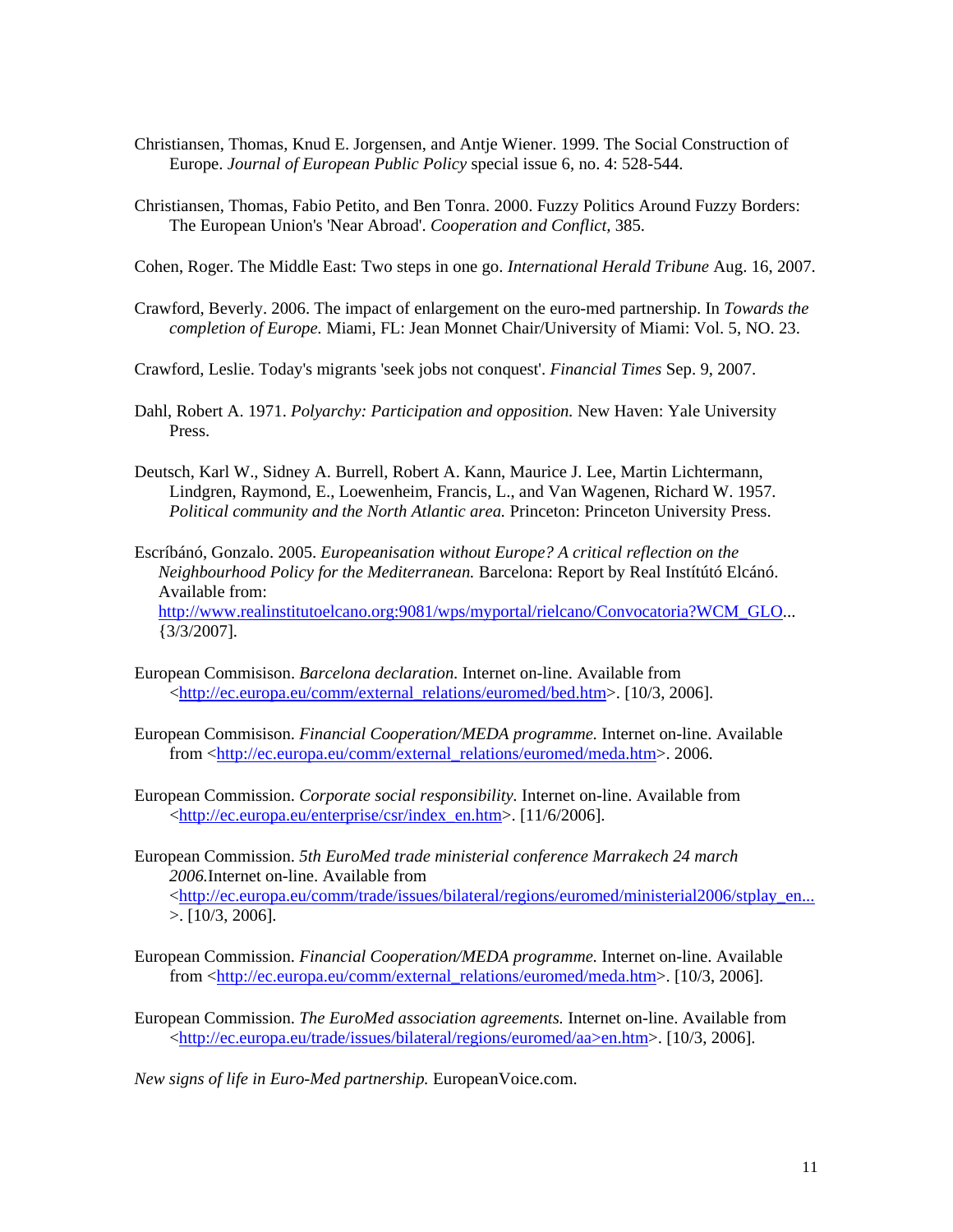Christiansen, Thomas, Knud E. Jorgensen, and Antje Wiener. 1999. The Social Construction of Europe. *Journal of European Public Policy* special issue 6, no. 4: 528-544.

Christiansen, Thomas, Fabio Petito, and Ben Tonra. 2000. Fuzzy Politics Around Fuzzy Borders: The European Union's 'Near Abroad'. *Cooperation and Conflict,* 385.

Cohen, Roger. The Middle East: Two steps in one go. *International Herald Tribune* Aug. 16, 2007.

Crawford, Beverly. 2006. The impact of enlargement on the euro-med partnership. In *Towards the completion of Europe.* Miami, FL: Jean Monnet Chair/University of Miami: Vol. 5, NO. 23.

Crawford, Leslie. Today's migrants 'seek jobs not conquest'. *Financial Times* Sep. 9, 2007.

Dahl, Robert A. 1971. *Polyarchy: Participation and opposition.* New Haven: Yale University Press.

Deutsch, Karl W., Sidney A. Burrell, Robert A. Kann, Maurice J. Lee, Martin Lichtermann, Lindgren, Raymond, E., Loewenheim, Francis, L., and Van Wagenen, Richard W. 1957. *Political community and the North Atlantic area.* Princeton: Princeton University Press.

Escríbánó, Gonzalo. 2005. *Europeanisation without Europe? A critical reflection on the Neighbourhood Policy for the Mediterranean.* Barcelona: Report by Real Instítútó Elcánó. Available from: http://www.realinstitutoelcano.org:9081/wps/myportal/rielcano/Convocatoria?WCM_GLO... {3/3/2007].

European Commisison. *Barcelona declaration.* Internet on-line. Available from <http://ec.europa.eu/comm/external_relations/euromed/bed.htm>. [10/3, 2006].

European Commisison. *Financial Cooperation/MEDA programme.* Internet on-line. Available from <http://ec.europa.eu/comm/external_relations/euromed/meda.htm>. 2006.

European Commission. *Corporate social responsibility.* Internet on-line. Available from <http://ec.europa.eu/enterprise/csr/index_en.htm>. [11/6/2006].

European Commission. *5th EuroMed trade ministerial conference Marrakech 24 march 2006.*Internet on-line. Available from <http://ec.europa.eu/comm/trade/issues/bilateral/regions/euromed/ministerial2006/stplay_en... >. [10/3, 2006].

European Commission. *Financial Cooperation/MEDA programme.* Internet on-line. Available from <http://ec.europa.eu/comm/external_relations/euromed/meda.htm>. [10/3, 2006].

European Commission. *The EuroMed association agreements.* Internet on-line. Available from <http://ec.europa.eu/trade/issues/bilateral/regions/euromed/aa>en.htm>. [10/3, 2006].

*New signs of life in Euro-Med partnership.* EuropeanVoice.com.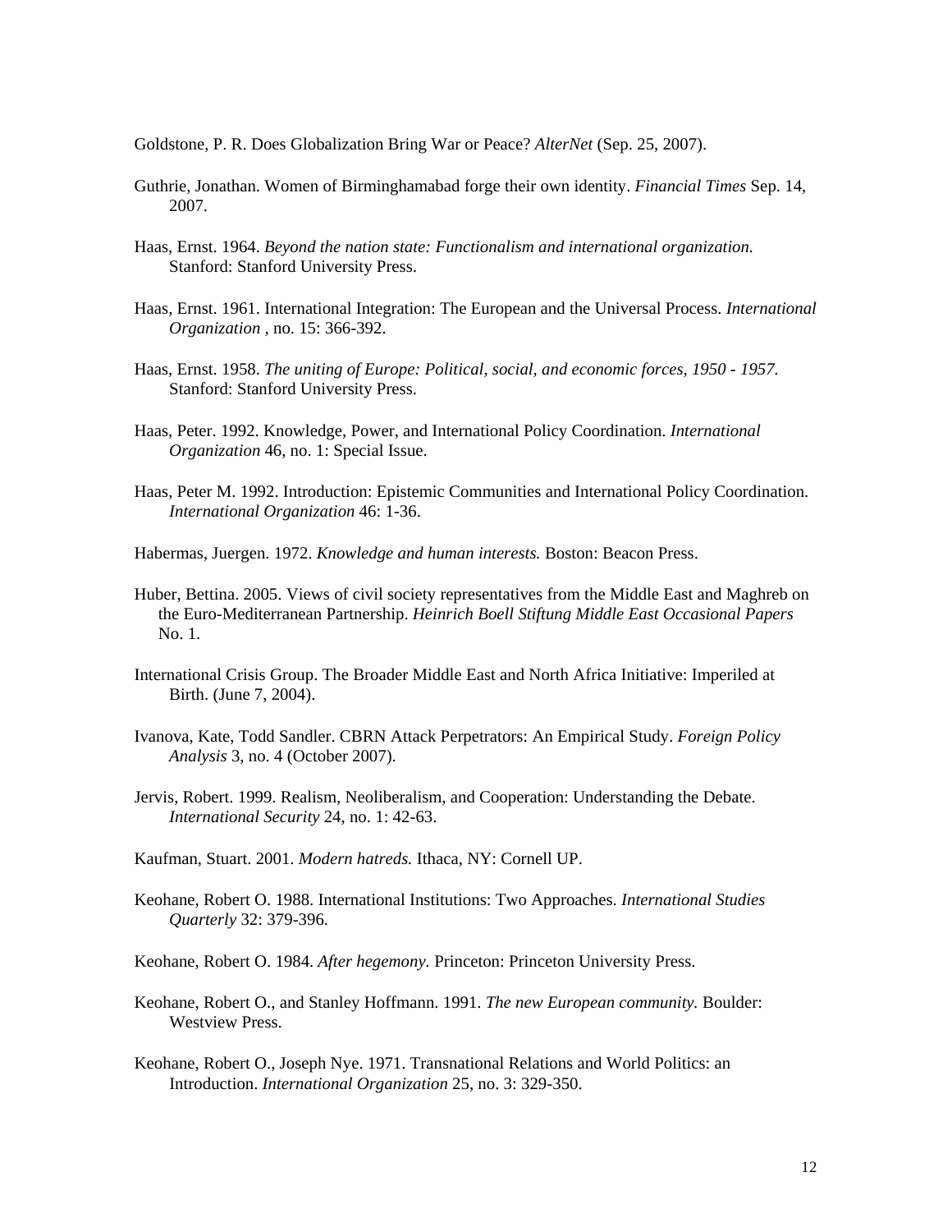Goldstone, P. R. Does Globalization Bring War or Peace? *AlterNet* (Sep. 25, 2007).

Guthrie, Jonathan. Women of Birminghamabad forge their own identity. *Financial Times* Sep. 14, 2007.

Haas, Ernst. 1964. *Beyond the nation state: Functionalism and international organization.* Stanford: Stanford University Press.

Haas, Ernst. 1961. International Integration: The European and the Universal Process. *International Organization* , no. 15: 366-392.

Haas, Ernst. 1958. *The uniting of Europe: Political, social, and economic forces, 1950 - 1957.* Stanford: Stanford University Press.

Haas, Peter. 1992. Knowledge, Power, and International Policy Coordination. *International Organization* 46, no. 1: Special Issue.

Haas, Peter M. 1992. Introduction: Epistemic Communities and International Policy Coordination. *International Organization* 46: 1-36.

Habermas, Juergen. 1972. *Knowledge and human interests.* Boston: Beacon Press.

Huber, Bettina. 2005. Views of civil society representatives from the Middle East and Maghreb on the Euro-Mediterranean Partnership. *Heinrich Boell Stiftung Middle East Occasional Papers* No. 1.

International Crisis Group. The Broader Middle East and North Africa Initiative: Imperiled at Birth. (June 7, 2004).

Ivanova, Kate, Todd Sandler. CBRN Attack Perpetrators: An Empirical Study. *Foreign Policy Analysis* 3, no. 4 (October 2007).

Jervis, Robert. 1999. Realism, Neoliberalism, and Cooperation: Understanding the Debate. *International Security* 24, no. 1: 42-63.

Kaufman, Stuart. 2001. *Modern hatreds.* Ithaca, NY: Cornell UP.

Keohane, Robert O. 1988. International Institutions: Two Approaches. *International Studies Quarterly* 32: 379-396.

Keohane, Robert O. 1984. *After hegemony.* Princeton: Princeton University Press.

Keohane, Robert O., and Stanley Hoffmann. 1991. *The new European community.* Boulder: Westview Press.

Keohane, Robert O., Joseph Nye. 1971. Transnational Relations and World Politics: an Introduction. *International Organization* 25, no. 3: 329-350.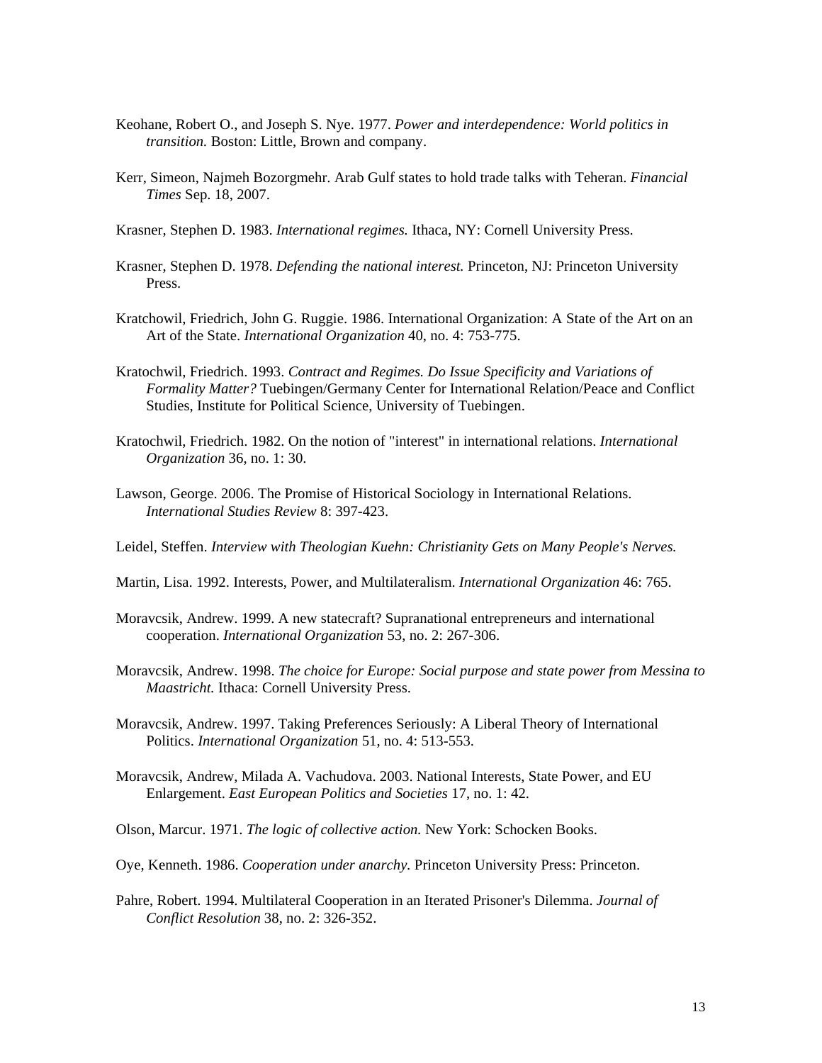Keohane, Robert O., and Joseph S. Nye. 1977. *Power and interdependence: World politics in transition.* Boston: Little, Brown and company.

Kerr, Simeon, Najmeh Bozorgmehr. Arab Gulf states to hold trade talks with Teheran. *Financial Times* Sep. 18, 2007.

Krasner, Stephen D. 1983. *International regimes.* Ithaca, NY: Cornell University Press.

Krasner, Stephen D. 1978. *Defending the national interest.* Princeton, NJ: Princeton University Press.

Kratchowil, Friedrich, John G. Ruggie. 1986. International Organization: A State of the Art on an Art of the State. *International Organization* 40, no. 4: 753-775.

Kratochwil, Friedrich. 1993. *Contract and Regimes. Do Issue Specificity and Variations of Formality Matter?* Tuebingen/Germany Center for International Relation/Peace and Conflict Studies, Institute for Political Science, University of Tuebingen.

Kratochwil, Friedrich. 1982. On the notion of "interest" in international relations. *International Organization* 36, no. 1: 30.

Lawson, George. 2006. The Promise of Historical Sociology in International Relations. *International Studies Review* 8: 397-423.

Leidel, Steffen. *Interview with Theologian Kuehn: Christianity Gets on Many People's Nerves.*

Martin, Lisa. 1992. Interests, Power, and Multilateralism. *International Organization* 46: 765.

Moravcsik, Andrew. 1999. A new statecraft? Supranational entrepreneurs and international cooperation. *International Organization* 53, no. 2: 267-306.

Moravcsik, Andrew. 1998. *The choice for Europe: Social purpose and state power from Messina to Maastricht.* Ithaca: Cornell University Press.

Moravcsik, Andrew. 1997. Taking Preferences Seriously: A Liberal Theory of International Politics. *International Organization* 51, no. 4: 513-553.

Moravcsik, Andrew, Milada A. Vachudova. 2003. National Interests, State Power, and EU Enlargement. *East European Politics and Societies* 17, no. 1: 42.

Olson, Marcur. 1971. *The logic of collective action.* New York: Schocken Books.

Oye, Kenneth. 1986. *Cooperation under anarchy.* Princeton University Press: Princeton.

Pahre, Robert. 1994. Multilateral Cooperation in an Iterated Prisoner's Dilemma. *Journal of Conflict Resolution* 38, no. 2: 326-352.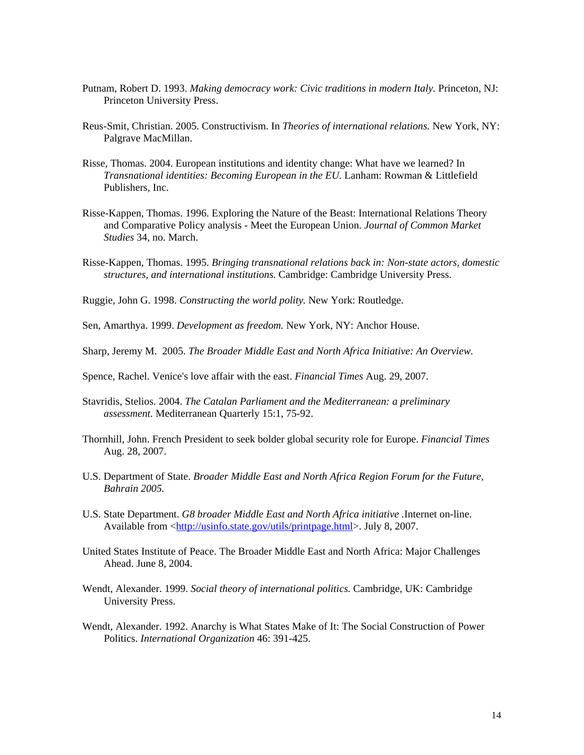Putnam, Robert D. 1993. *Making democracy work: Civic traditions in modern Italy.* Princeton, NJ: Princeton University Press.

Reus-Smit, Christian. 2005. Constructivism. In *Theories of international relations.* New York, NY: Palgrave MacMillan.

Risse, Thomas. 2004. European institutions and identity change: What have we learned? In *Transnational identities: Becoming European in the EU.* Lanham: Rowman & Littlefield Publishers, Inc.

Risse-Kappen, Thomas. 1996. Exploring the Nature of the Beast: International Relations Theory and Comparative Policy analysis - Meet the European Union. *Journal of Common Market Studies* 34, no. March.

Risse-Kappen, Thomas. 1995. *Bringing transnational relations back in: Non-state actors, domestic structures, and international institutions.* Cambridge: Cambridge University Press.

Ruggie, John G. 1998. *Constructing the world polity.* New York: Routledge.

Sen, Amarthya. 1999. *Development as freedom.* New York, NY: Anchor House.

Sharp, Jeremy M. 2005. *The Broader Middle East and North Africa Initiative: An Overview.*

Spence, Rachel. Venice's love affair with the east. *Financial Times* Aug. 29, 2007.

Stavridis, Stelios. 2004. *The Catalan Parliament and the Mediterranean: a preliminary assessment.* Mediterranean Quarterly 15:1, 75-92.

Thornhill, John. French President to seek bolder global security role for Europe. *Financial Times* Aug. 28, 2007.

U.S. Department of State. *Broader Middle East and North Africa Region Forum for the Future, Bahrain 2005.*

U.S. State Department. *G8 broader Middle East and North Africa initiative* .Internet on-line. Available from <http://usinfo.state.gov/utils/printpage.html>. July 8, 2007.

United States Institute of Peace. The Broader Middle East and North Africa: Major Challenges Ahead. June 8, 2004.

Wendt, Alexander. 1999. *Social theory of international politics.* Cambridge, UK: Cambridge University Press.

Wendt, Alexander. 1992. Anarchy is What States Make of It: The Social Construction of Power Politics. *International Organization* 46: 391-425.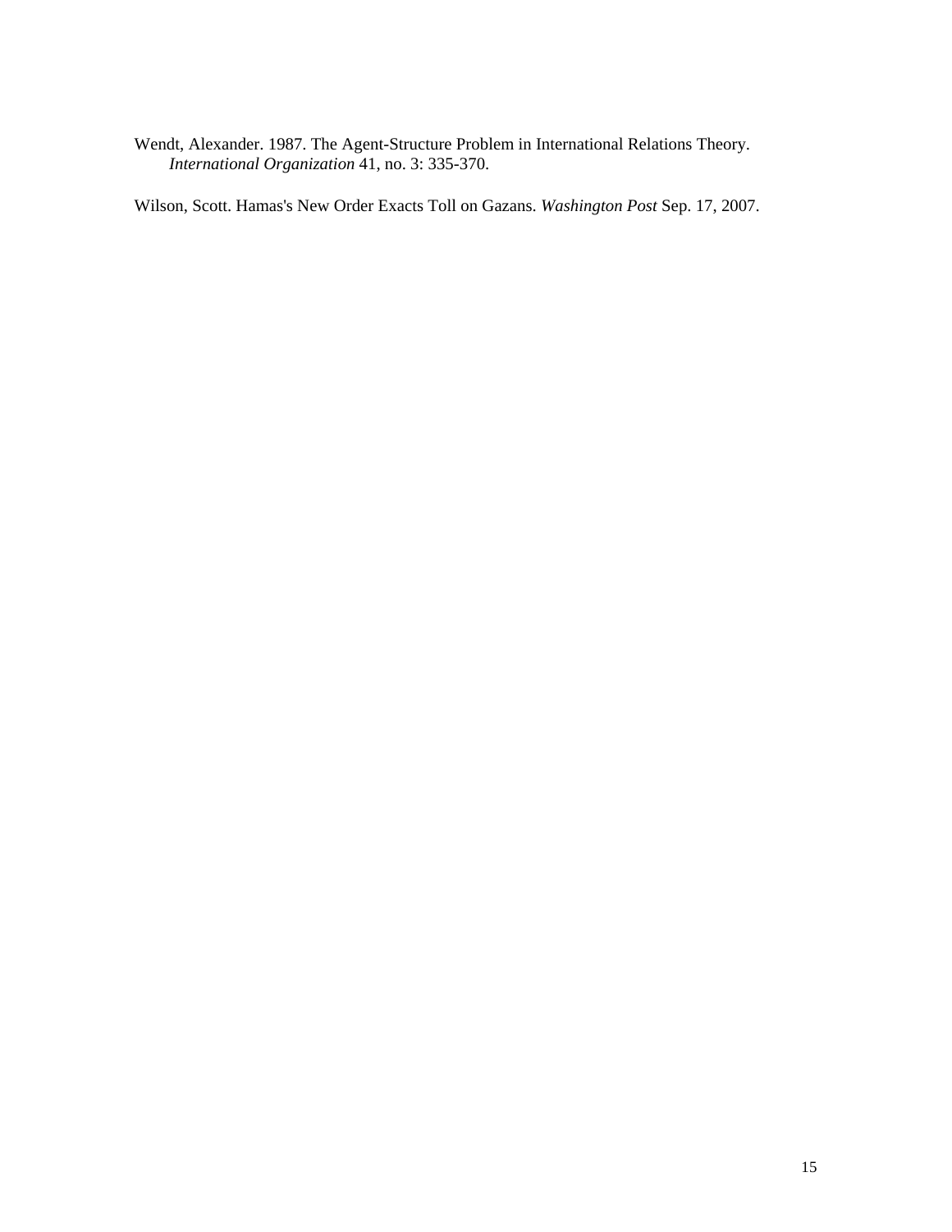Wendt, Alexander. 1987. The Agent-Structure Problem in International Relations Theory. *International Organization* 41, no. 3: 335-370.

Wilson, Scott. Hamas's New Order Exacts Toll on Gazans. *Washington Post* Sep. 17, 2007.